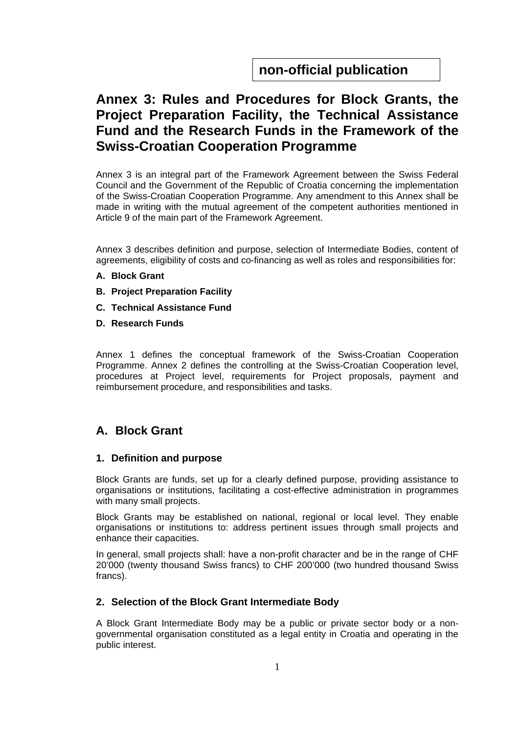**non-official publication**

# Annex 3: Rules and Procedures for Block Grants, the Project Preparation Facility, the Technical Assistance Fund and the Research Funds in the Framework of the Swiss-Croatian Cooperation Programme

Annex 3 is an integral part of the Framework Agreement between the Swiss Federal Council and the Government of the Republic of Croatia concerning the implementation of the Swiss-Croatian Cooperation Programme. Any amendment to this Annex shall be made in writing with the mutual agreement of the competent authorities mentioned in Article 9 of the main part of the Framework Agreement.

Annex 3 describes definition and purpose, selection of Intermediate Bodies, content of agreements, eligibility of costs and co-financing as well as roles and responsibilities for:

- **A. Block Grant**
- **B. Project Preparation Facility**
- **C. Technical Assistance Fund**
- **D. Research Funds**

Annex 1 defines the conceptual framework of the Swiss-Croatian Cooperation Programme. Annex 2 defines the controlling at the Swiss-Croatian Cooperation level, procedures at Project level, requirements for Project proposals, payment and reimbursement procedure, and responsibilities and tasks.

## A. Block Grant

### 1. Definition and purpose

Block Grants are funds, set up for a clearly defined purpose, providing assistance to organisations or institutions, facilitating a cost-effective administration in programmes with many small projects.

Block Grants may be established on national, regional or local level. They enable organisations or institutions to: address pertinent issues through small projects and enhance their capacities.

In general, small projects shall: have a non-profit character and be in the range of CHF 20'000 (twenty thousand Swiss francs) to CHF 200'000 (two hundred thousand Swiss francs).

### 2. Selection of the Block Grant Intermediate Body

A Block Grant Intermediate Body may be a public or private sector body or a non-governmental organisation constituted as a legal entity in Croatia and operating in the public interest.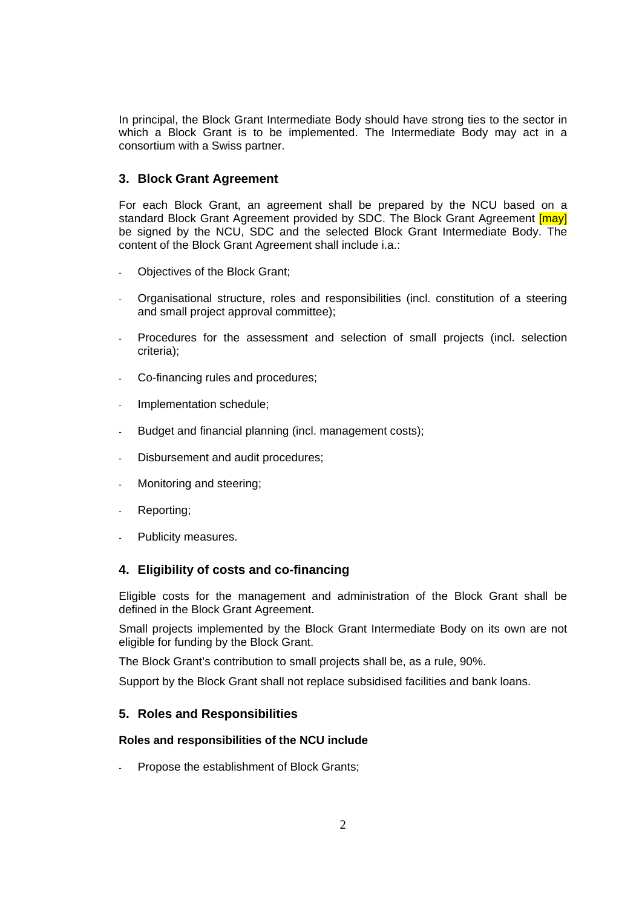In principal, the Block Grant Intermediate Body should have strong ties to the sector in which a Block Grant is to be implemented. The Intermediate Body may act in a consortium with a Swiss partner.

## 3. Block Grant Agreement

For each Block Grant, an agreement shall be prepared by the NCU based on a standard Block Grant Agreement provided by SDC. The Block Grant Agreement [may] be signed by the NCU, SDC and the selected Block Grant Intermediate Body. The content of the Block Grant Agreement shall include i.a.:

- Objectives of the Block Grant;
- Organisational structure, roles and responsibilities (incl. constitution of a steering and small project approval committee);
- Procedures for the assessment and selection of small projects (incl. selection criteria);
- Co-financing rules and procedures;
- Implementation schedule;
- Budget and financial planning (incl. management costs);
- Disbursement and audit procedures;
- Monitoring and steering;
- Reporting;
- Publicity measures.

## 4. Eligibility of costs and co-financing

Eligible costs for the management and administration of the Block Grant shall be defined in the Block Grant Agreement.

Small projects implemented by the Block Grant Intermediate Body on its own are not eligible for funding by the Block Grant.

The Block Grant's contribution to small projects shall be, as a rule, 90%.

Support by the Block Grant shall not replace subsidised facilities and bank loans.

## 5. Roles and Responsibilities

**Roles and responsibilities of the NCU include**

- Propose the establishment of Block Grants;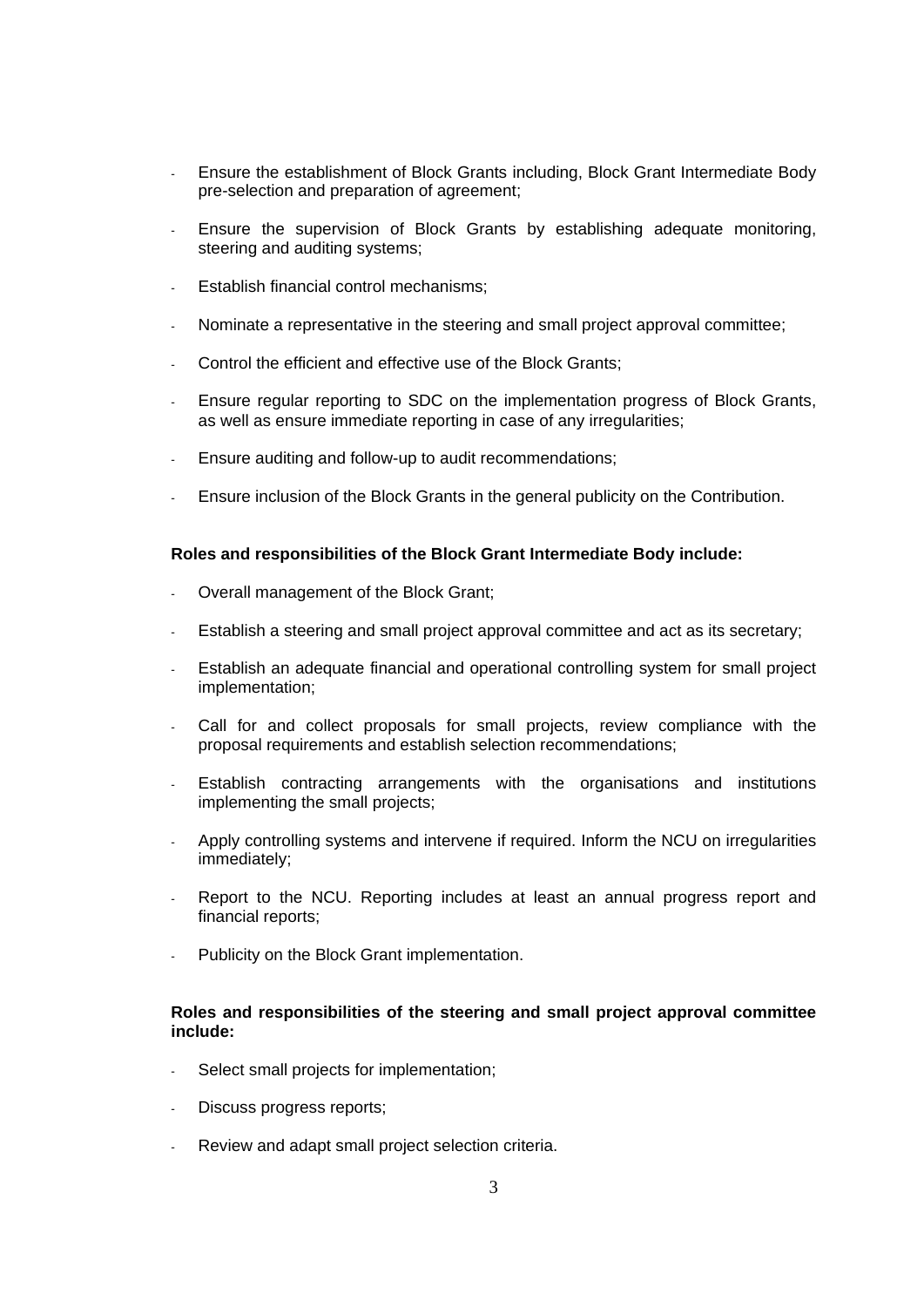- Ensure the establishment of Block Grants including, Block Grant Intermediate Body pre-selection and preparation of agreement;
- Ensure the supervision of Block Grants by establishing adequate monitoring, steering and auditing systems;
- Establish financial control mechanisms;
- Nominate a representative in the steering and small project approval committee;
- Control the efficient and effective use of the Block Grants;
- Ensure regular reporting to SDC on the implementation progress of Block Grants, as well as ensure immediate reporting in case of any irregularities;
- Ensure auditing and follow-up to audit recommendations;
- Ensure inclusion of the Block Grants in the general publicity on the Contribution.

**Roles and responsibilities of the Block Grant Intermediate Body include:**

- Overall management of the Block Grant;
- Establish a steering and small project approval committee and act as its secretary;
- Establish an adequate financial and operational controlling system for small project implementation;
- Call for and collect proposals for small projects, review compliance with the proposal requirements and establish selection recommendations;
- Establish contracting arrangements with the organisations and institutions implementing the small projects;
- Apply controlling systems and intervene if required. Inform the NCU on irregularities immediately;
- Report to the NCU. Reporting includes at least an annual progress report and financial reports;
- Publicity on the Block Grant implementation.

**Roles and responsibilities of the steering and small project approval committee include:**

- Select small projects for implementation;
- Discuss progress reports;
- Review and adapt small project selection criteria.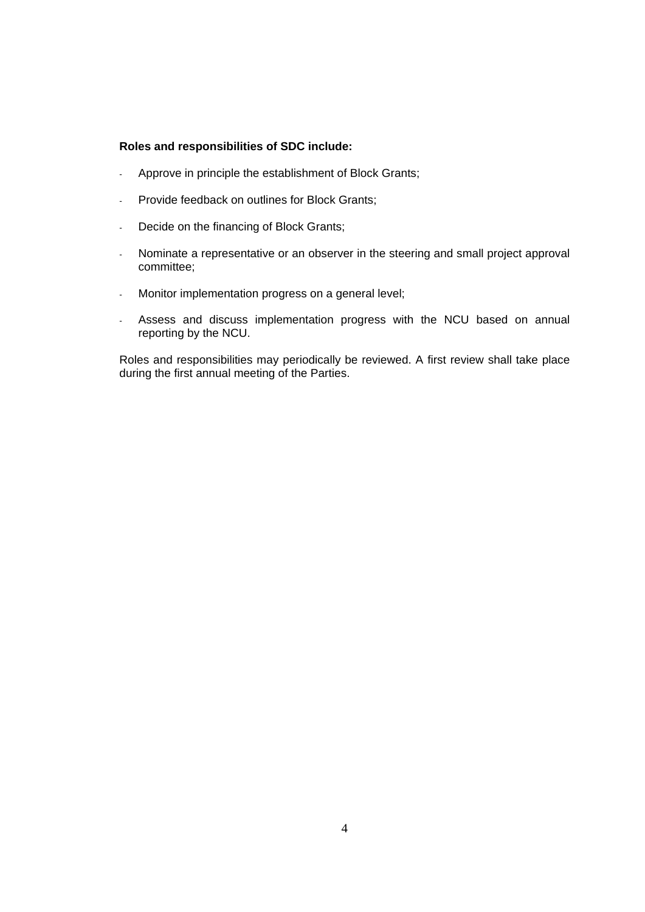**Roles and responsibilities of SDC include:**

- Approve in principle the establishment of Block Grants;
- Provide feedback on outlines for Block Grants;
- Decide on the financing of Block Grants;
- Nominate a representative or an observer in the steering and small project approval committee;
- Monitor implementation progress on a general level;
- Assess and discuss implementation progress with the NCU based on annual reporting by the NCU.

Roles and responsibilities may periodically be reviewed. A first review shall take place during the first annual meeting of the Parties.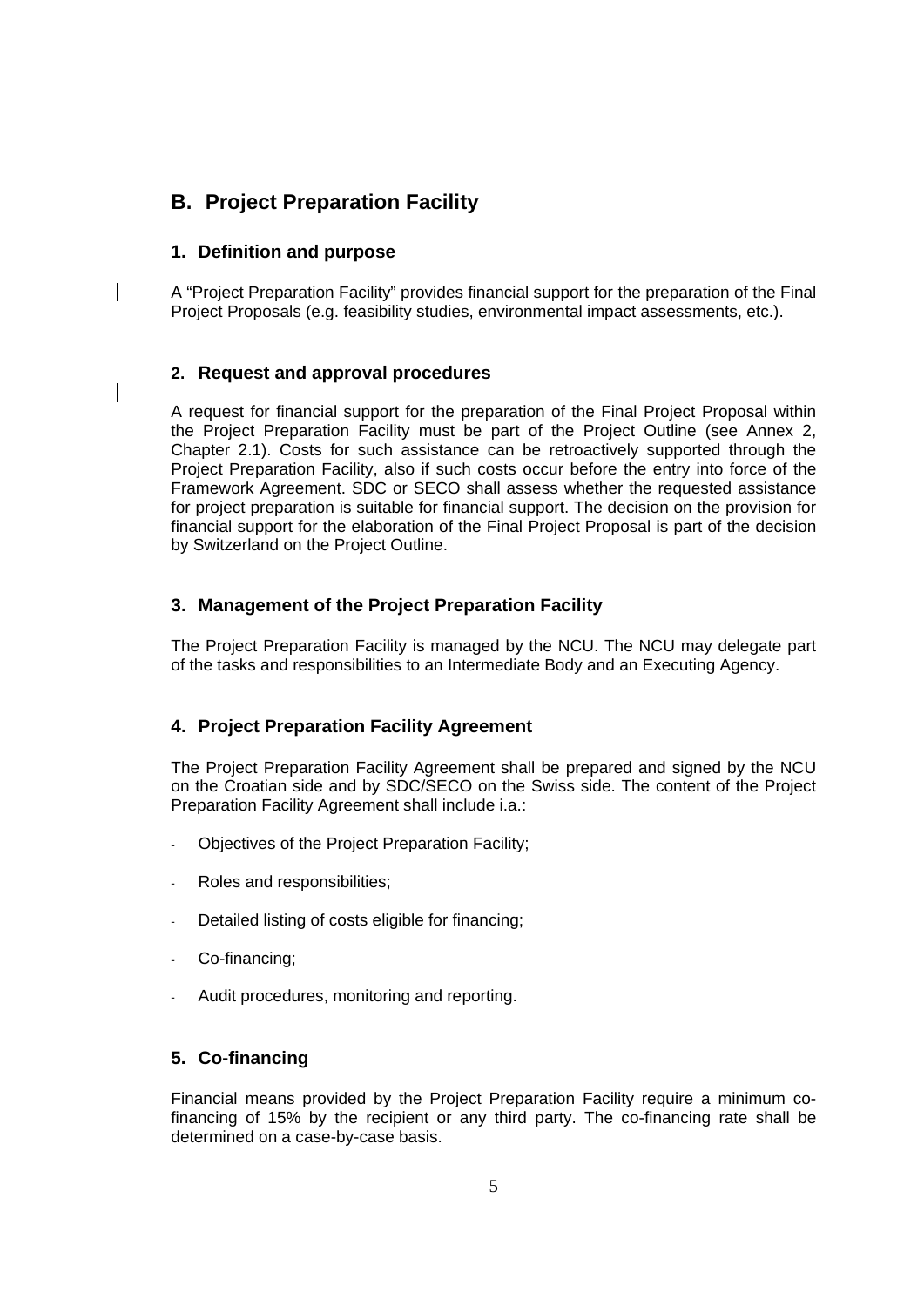# B. Project Preparation Facility

## 1. Definition and purpose

A “Project Preparation Facility” provides financial support for the preparation of the Final Project Proposals (e.g. feasibility studies, environmental impact assessments, etc.).

## 2. Request and approval procedures

A request for financial support for the preparation of the Final Project Proposal within the Project Preparation Facility must be part of the Project Outline (see Annex 2, Chapter 2.1). Costs for such assistance can be retroactively supported through the Project Preparation Facility, also if such costs occur before the entry into force of the Framework Agreement. SDC or SECO shall assess whether the requested assistance for project preparation is suitable for financial support. The decision on the provision for financial support for the elaboration of the Final Project Proposal is part of the decision by Switzerland on the Project Outline.

## 3. Management of the Project Preparation Facility

The Project Preparation Facility is managed by the NCU. The NCU may delegate part of the tasks and responsibilities to an Intermediate Body and an Executing Agency.

## 4. Project Preparation Facility Agreement

The Project Preparation Facility Agreement shall be prepared and signed by the NCU on the Croatian side and by SDC/SECO on the Swiss side. The content of the Project Preparation Facility Agreement shall include i.a.:

- Objectives of the Project Preparation Facility;
- Roles and responsibilities;
- Detailed listing of costs eligible for financing;
- Co-financing;
- Audit procedures, monitoring and reporting.

## 5. Co-financing

Financial means provided by the Project Preparation Facility require a minimum co-financing of 15% by the recipient or any third party. The co-financing rate shall be determined on a case-by-case basis.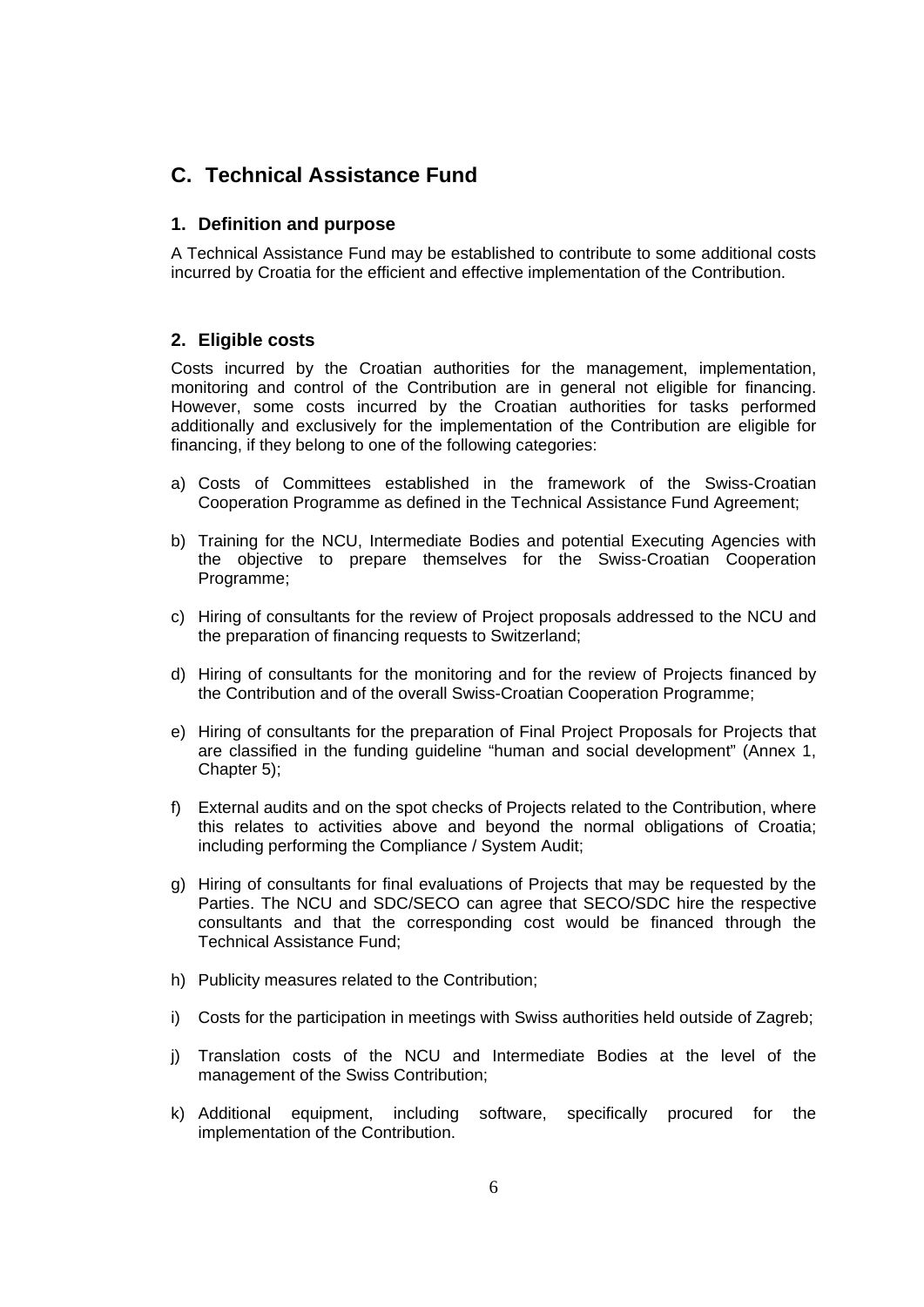## C. Technical Assistance Fund

### 1. Definition and purpose

A Technical Assistance Fund may be established to contribute to some additional costs incurred by Croatia for the efficient and effective implementation of the Contribution.

### 2. Eligible costs

Costs incurred by the Croatian authorities for the management, implementation, monitoring and control of the Contribution are in general not eligible for financing. However, some costs incurred by the Croatian authorities for tasks performed additionally and exclusively for the implementation of the Contribution are eligible for financing, if they belong to one of the following categories:

a) Costs of Committees established in the framework of the Swiss-Croatian Cooperation Programme as defined in the Technical Assistance Fund Agreement;

b) Training for the NCU, Intermediate Bodies and potential Executing Agencies with the objective to prepare themselves for the Swiss-Croatian Cooperation Programme;

c) Hiring of consultants for the review of Project proposals addressed to the NCU and the preparation of financing requests to Switzerland;

d) Hiring of consultants for the monitoring and for the review of Projects financed by the Contribution and of the overall Swiss-Croatian Cooperation Programme;

e) Hiring of consultants for the preparation of Final Project Proposals for Projects that are classified in the funding guideline "human and social development" (Annex 1, Chapter 5);

f) External audits and on the spot checks of Projects related to the Contribution, where this relates to activities above and beyond the normal obligations of Croatia; including performing the Compliance / System Audit;

g) Hiring of consultants for final evaluations of Projects that may be requested by the Parties. The NCU and SDC/SECO can agree that SECO/SDC hire the respective consultants and that the corresponding cost would be financed through the Technical Assistance Fund;

h) Publicity measures related to the Contribution;

i) Costs for the participation in meetings with Swiss authorities held outside of Zagreb;

j) Translation costs of the NCU and Intermediate Bodies at the level of the management of the Swiss Contribution;

k) Additional equipment, including software, specifically procured for the implementation of the Contribution.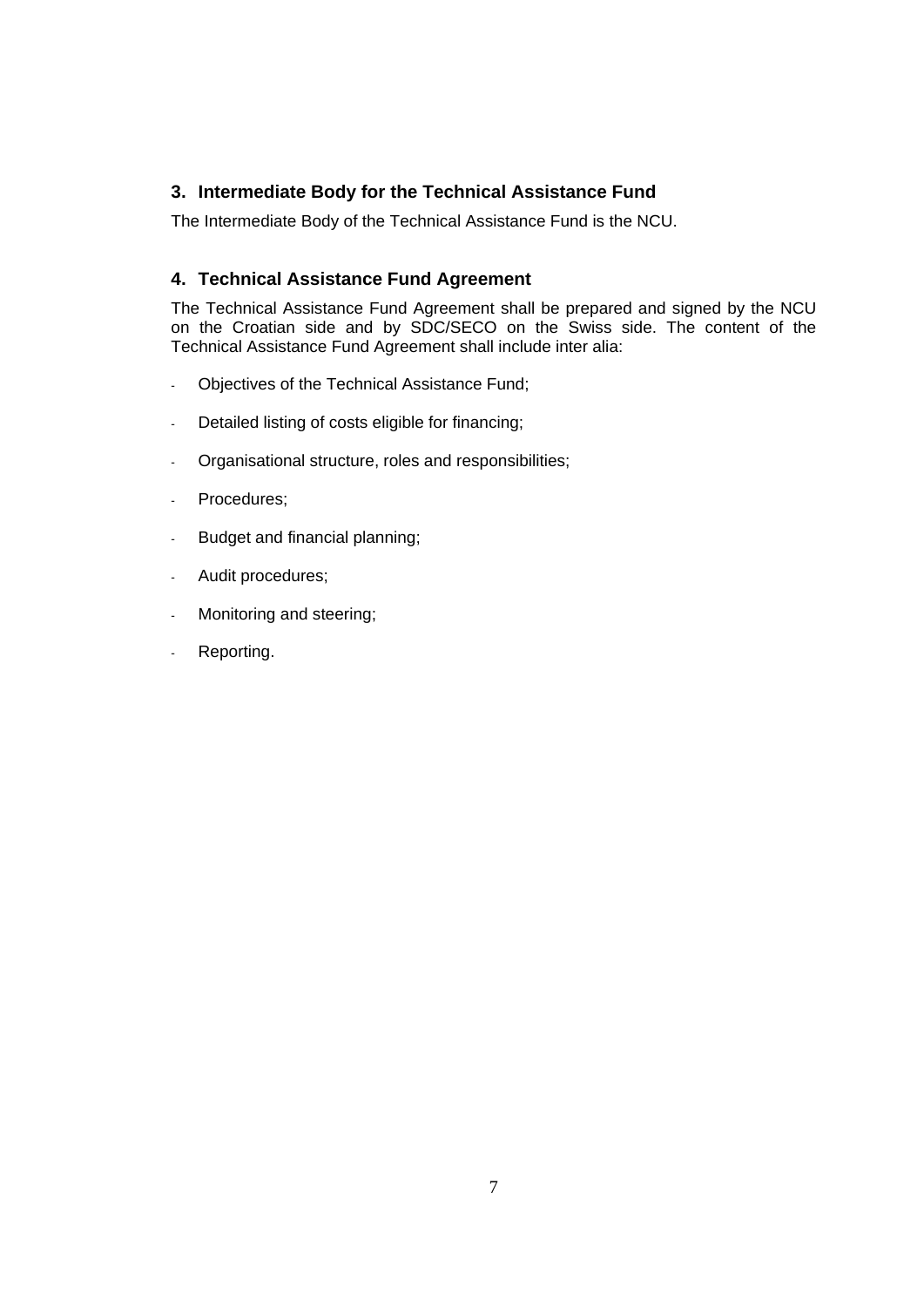## 3. Intermediate Body for the Technical Assistance Fund

The Intermediate Body of the Technical Assistance Fund is the NCU.

## 4. Technical Assistance Fund Agreement

The Technical Assistance Fund Agreement shall be prepared and signed by the NCU on the Croatian side and by SDC/SECO on the Swiss side. The content of the Technical Assistance Fund Agreement shall include inter alia:

- Objectives of the Technical Assistance Fund;
- Detailed listing of costs eligible for financing;
- Organisational structure, roles and responsibilities;
- Procedures;
- Budget and financial planning;
- Audit procedures;
- Monitoring and steering;
- Reporting.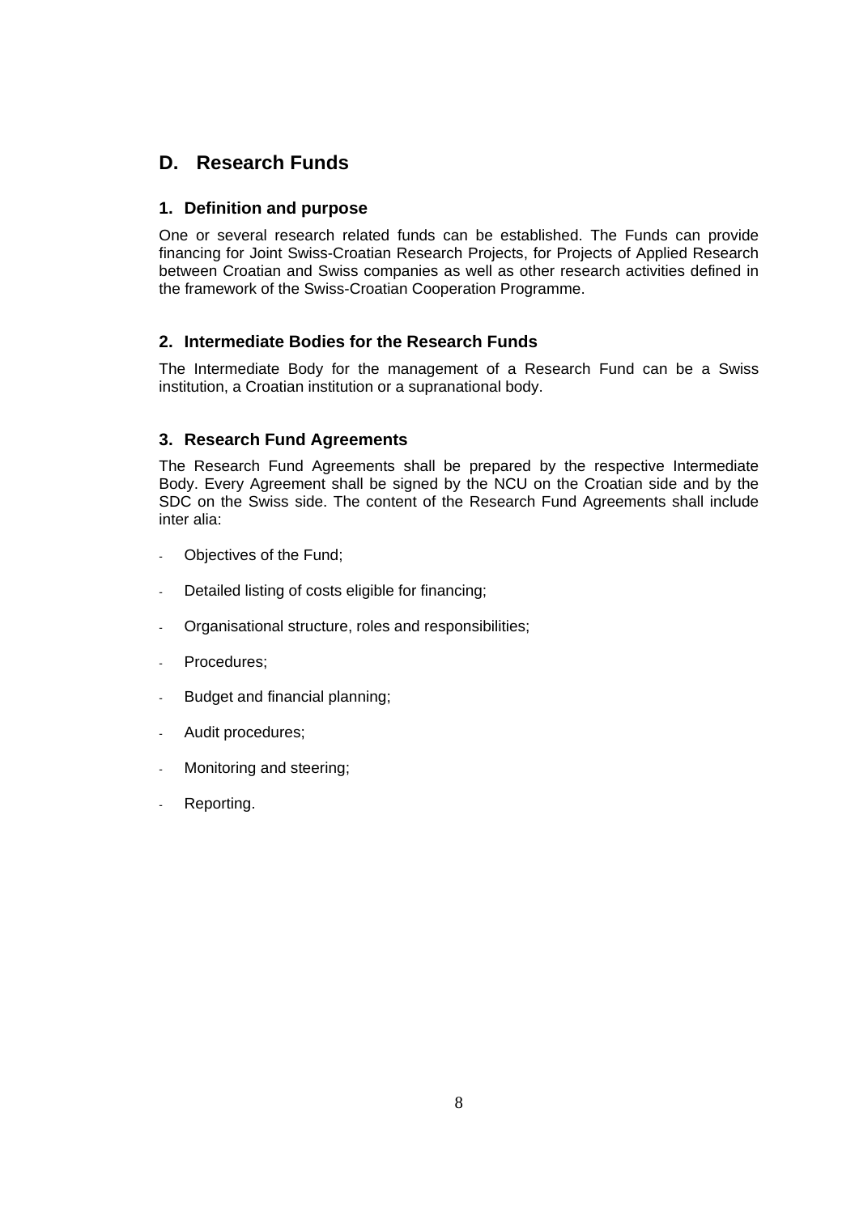## D. Research Funds

### 1. Definition and purpose

One or several research related funds can be established. The Funds can provide financing for Joint Swiss-Croatian Research Projects, for Projects of Applied Research between Croatian and Swiss companies as well as other research activities defined in the framework of the Swiss-Croatian Cooperation Programme.

### 2. Intermediate Bodies for the Research Funds

The Intermediate Body for the management of a Research Fund can be a Swiss institution, a Croatian institution or a supranational body.

### 3. Research Fund Agreements

The Research Fund Agreements shall be prepared by the respective Intermediate Body. Every Agreement shall be signed by the NCU on the Croatian side and by the SDC on the Swiss side. The content of the Research Fund Agreements shall include inter alia:

- Objectives of the Fund;
- Detailed listing of costs eligible for financing;
- Organisational structure, roles and responsibilities;
- Procedures;
- Budget and financial planning;
- Audit procedures;
- Monitoring and steering;
- Reporting.